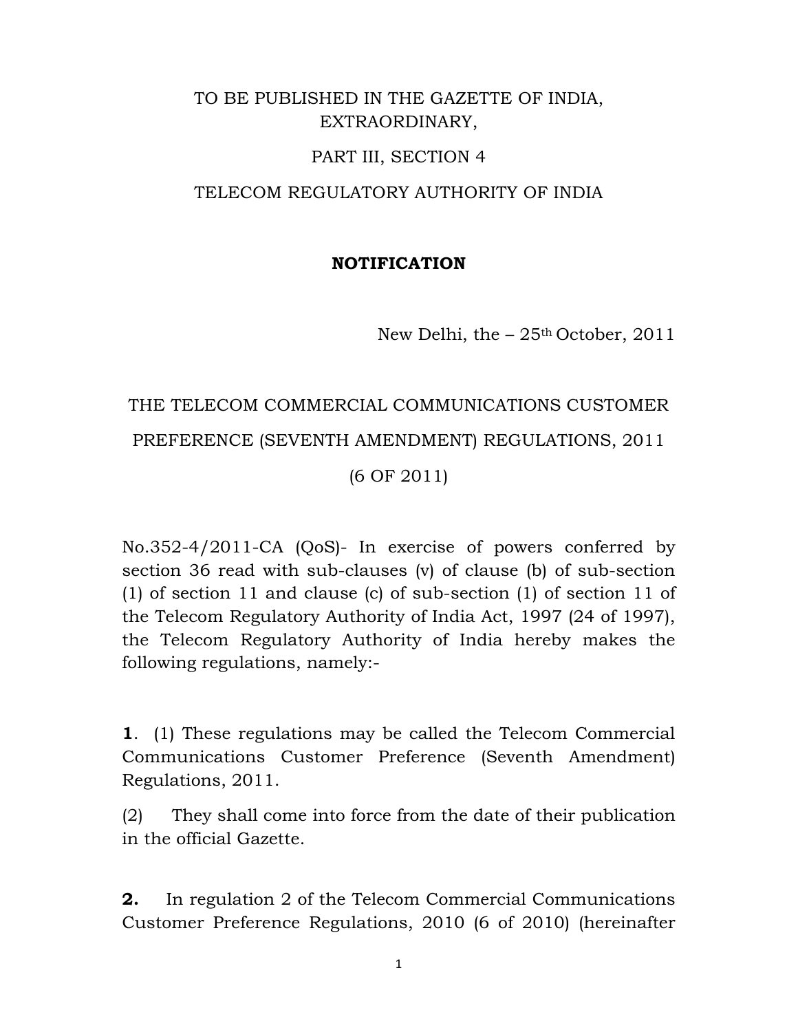TO BE PUBLISHED IN THE GAZETTE OF INDIA, EXTRAORDINARY,

PART III, SECTION 4

TELECOM REGULATORY AUTHORITY OF INDIA

**NOTIFICATION**

New Delhi, the – 25th October, 2011

THE TELECOM COMMERCIAL COMMUNICATIONS CUSTOMER PREFERENCE (SEVENTH AMENDMENT) REGULATIONS, 2011

(6 OF 2011)

No.352-4/2011-CA (QoS)- In exercise of powers conferred by section 36 read with sub-clauses (v) of clause (b) of sub-section (1) of section 11 and clause (c) of sub-section (1) of section 11 of the Telecom Regulatory Authority of India Act, 1997 (24 of 1997), the Telecom Regulatory Authority of India hereby makes the following regulations, namely:-

**1**. (1) These regulations may be called the Telecom Commercial Communications Customer Preference (Seventh Amendment) Regulations, 2011.

(2) They shall come into force from the date of their publication in the official Gazette.

**2.** In regulation 2 of the Telecom Commercial Communications Customer Preference Regulations, 2010 (6 of 2010) (hereinafter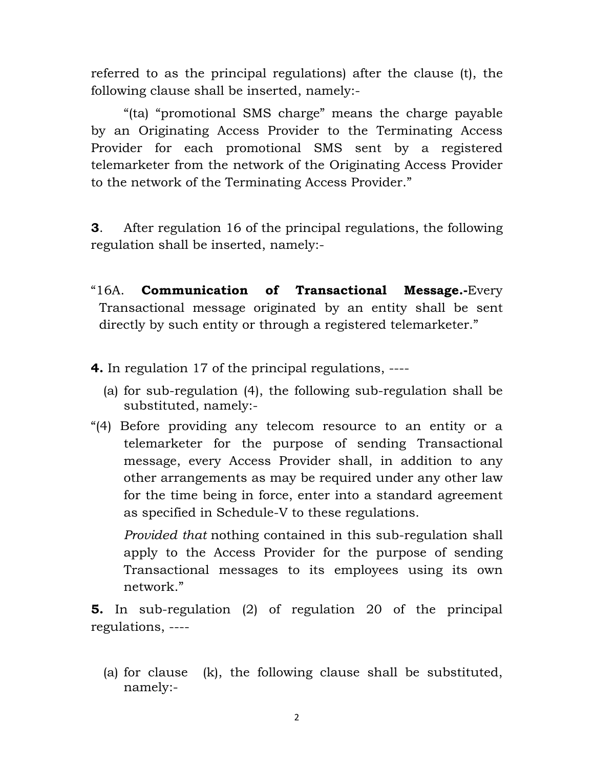referred to as the principal regulations) after the clause (t), the following clause shall be inserted, namely:-

"(ta) "promotional SMS charge" means the charge payable by an Originating Access Provider to the Terminating Access Provider for each promotional SMS sent by a registered telemarketer from the network of the Originating Access Provider to the network of the Terminating Access Provider."

**3**. After regulation 16 of the principal regulations, the following regulation shall be inserted, namely:-

"16A. **Communication of Transactional Message.-**Every Transactional message originated by an entity shall be sent directly by such entity or through a registered telemarketer."

**4.** In regulation 17 of the principal regulations, ----

(a) for sub-regulation (4), the following sub-regulation shall be substituted, namely:-

"(4) Before providing any telecom resource to an entity or a telemarketer for the purpose of sending Transactional message, every Access Provider shall, in addition to any other arrangements as may be required under any other law for the time being in force, enter into a standard agreement as specified in Schedule-V to these regulations.

*Provided that* nothing contained in this sub-regulation shall apply to the Access Provider for the purpose of sending Transactional messages to its employees using its own network."

**5.** In sub-regulation (2) of regulation 20 of the principal regulations, ----

(a) for clause (k), the following clause shall be substituted, namely:-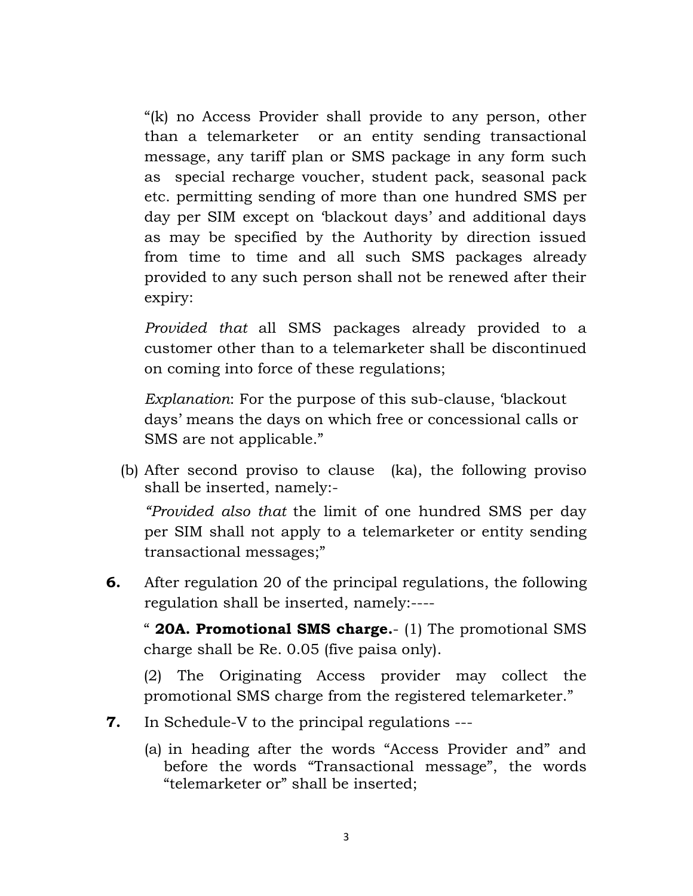"(k) no Access Provider shall provide to any person, other than a telemarketer or an entity sending transactional message, any tariff plan or SMS package in any form such as special recharge voucher, student pack, seasonal pack etc. permitting sending of more than one hundred SMS per day per SIM except on 'blackout days' and additional days as may be specified by the Authority by direction issued from time to time and all such SMS packages already provided to any such person shall not be renewed after their expiry:

*Provided that* all SMS packages already provided to a customer other than to a telemarketer shall be discontinued on coming into force of these regulations;

*Explanation*: For the purpose of this sub-clause, 'blackout days' means the days on which free or concessional calls or SMS are not applicable."

(b) After second proviso to clause (ka), the following proviso shall be inserted, namely:-

*"Provided also that* the limit of one hundred SMS per day per SIM shall not apply to a telemarketer or entity sending transactional messages;"

**6.** After regulation 20 of the principal regulations, the following regulation shall be inserted, namely:----

" **20A. Promotional SMS charge.**- (1) The promotional SMS charge shall be Re. 0.05 (five paisa only).

(2) The Originating Access provider may collect the promotional SMS charge from the registered telemarketer."

**7.** In Schedule-V to the principal regulations ---

(a) in heading after the words "Access Provider and" and before the words "Transactional message", the words "telemarketer or" shall be inserted;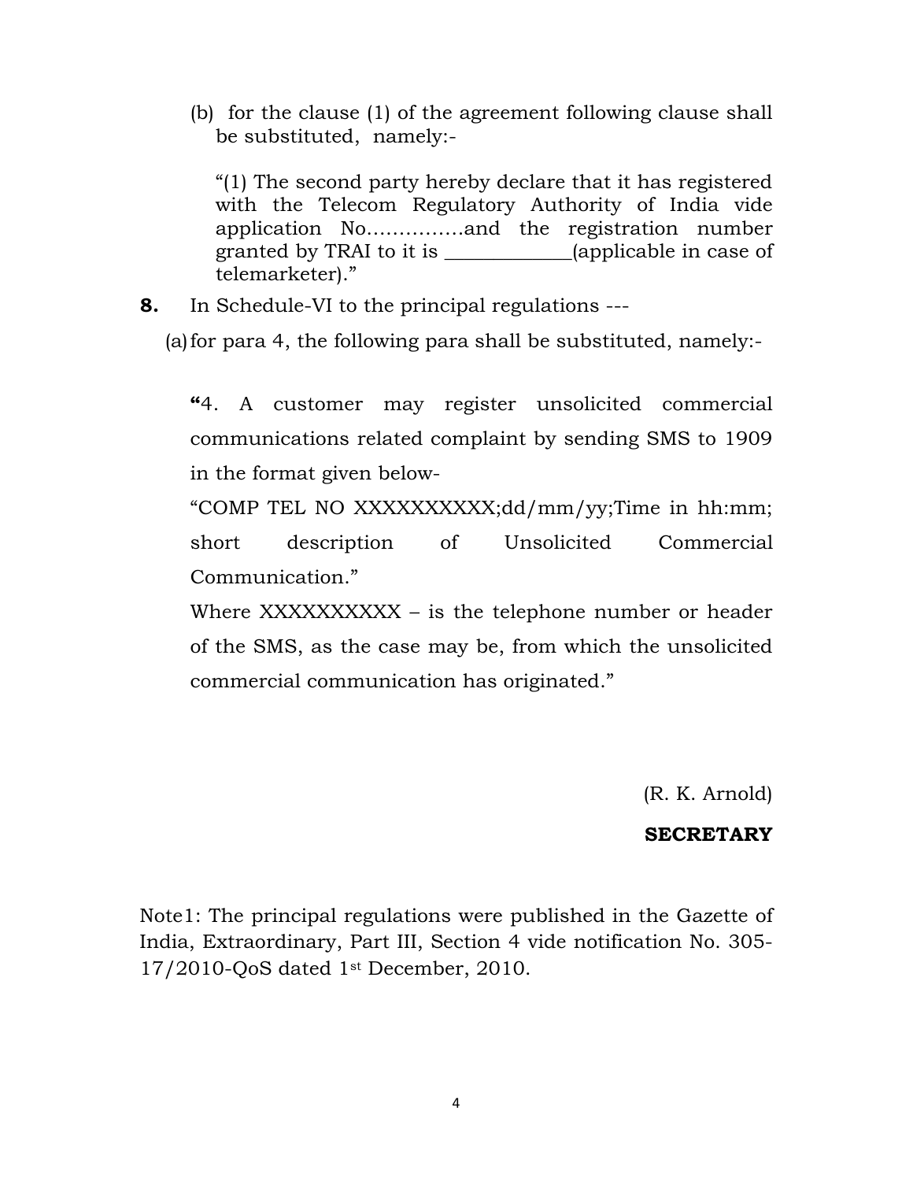(b) for the clause (1) of the agreement following clause shall be substituted, namely:-

"(1) The second party hereby declare that it has registered with the Telecom Regulatory Authority of India vide application No……………and the registration number granted by TRAI to it is _____________(applicable in case of telemarketer)."

**8.** In Schedule-VI to the principal regulations ---

(a) for para 4, the following para shall be substituted, namely:-

**"**4. A customer may register unsolicited commercial communications related complaint by sending SMS to 1909 in the format given below-

"COMP TEL NO XXXXXXXXXX;dd/mm/yy;Time in hh:mm; short description of Unsolicited Commercial Communication."

Where XXXXXXXXXX – is the telephone number or header of the SMS, as the case may be, from which the unsolicited commercial communication has originated."

(R. K. Arnold)

**SECRETARY**

Note1: The principal regulations were published in the Gazette of India, Extraordinary, Part III, Section 4 vide notification No. 305-17/2010-QoS dated 1st December, 2010.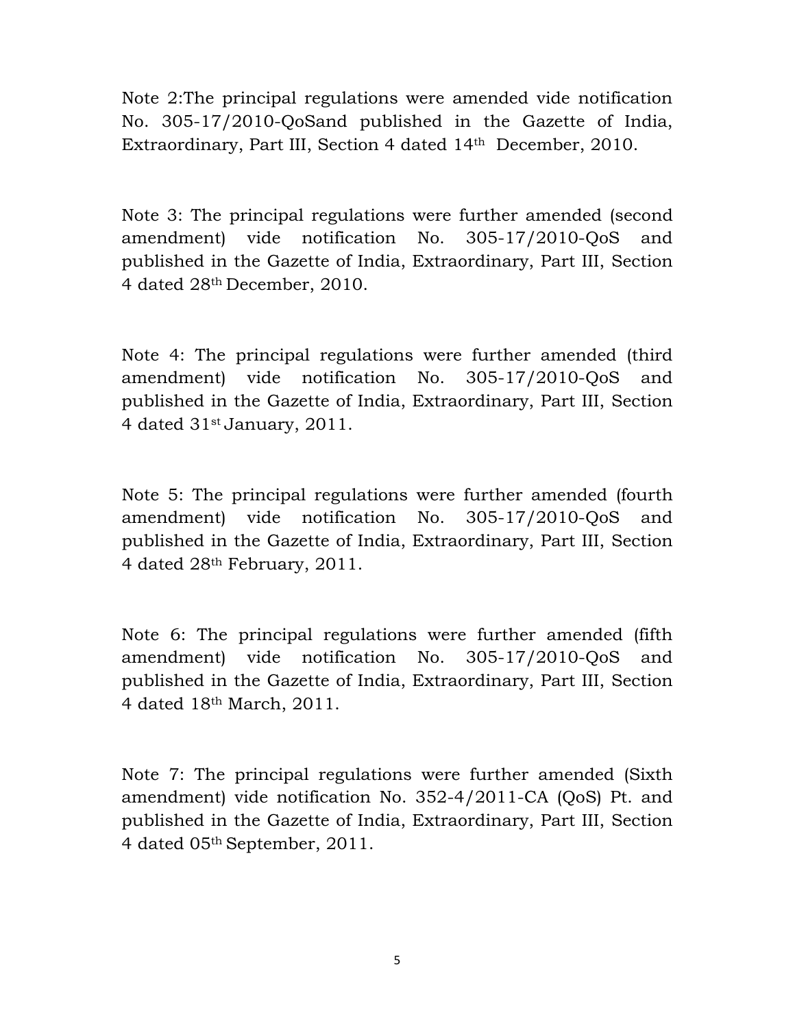Note 2:The principal regulations were amended vide notification No. 305-17/2010-QoSand published in the Gazette of India, Extraordinary, Part III, Section 4 dated 14th December, 2010.

Note 3: The principal regulations were further amended (second amendment) vide notification No. 305-17/2010-QoS and published in the Gazette of India, Extraordinary, Part III, Section 4 dated 28th December, 2010.

Note 4: The principal regulations were further amended (third amendment) vide notification No. 305-17/2010-QoS and published in the Gazette of India, Extraordinary, Part III, Section 4 dated 31st January, 2011.

Note 5: The principal regulations were further amended (fourth amendment) vide notification No. 305-17/2010-QoS and published in the Gazette of India, Extraordinary, Part III, Section 4 dated 28th February, 2011.

Note 6: The principal regulations were further amended (fifth amendment) vide notification No. 305-17/2010-QoS and published in the Gazette of India, Extraordinary, Part III, Section 4 dated 18th March, 2011.

Note 7: The principal regulations were further amended (Sixth amendment) vide notification No. 352-4/2011-CA (QoS) Pt. and published in the Gazette of India, Extraordinary, Part III, Section 4 dated 05th September, 2011.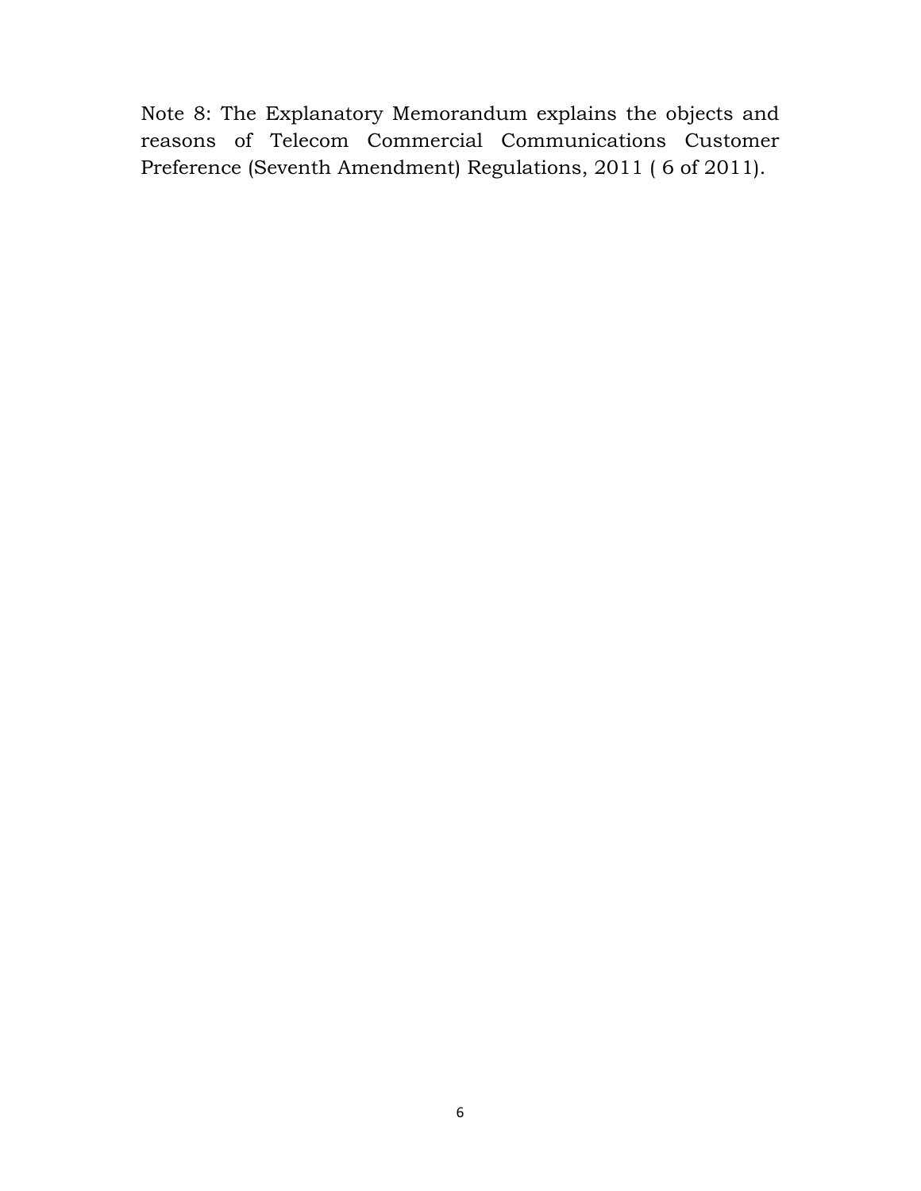Note 8: The Explanatory Memorandum explains the objects and reasons of Telecom Commercial Communications Customer Preference (Seventh Amendment) Regulations, 2011 ( 6 of 2011).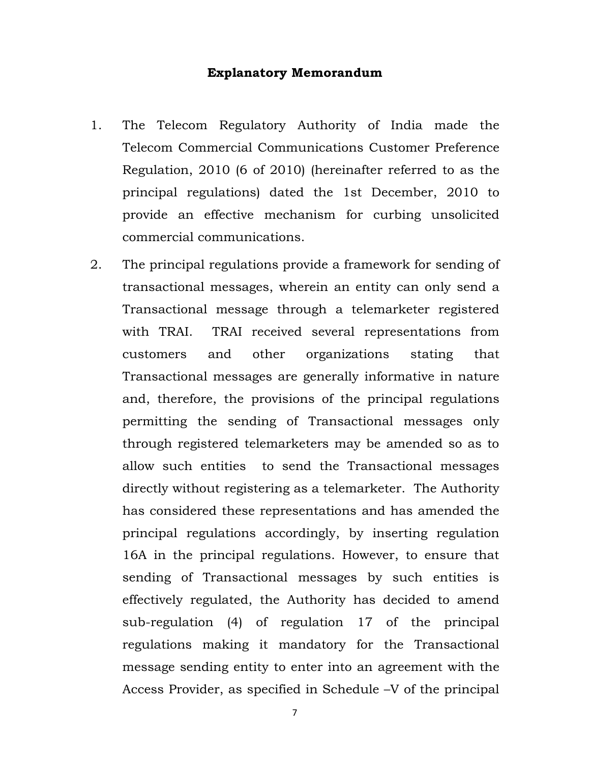**Explanatory Memorandum**

1. The Telecom Regulatory Authority of India made the Telecom Commercial Communications Customer Preference Regulation, 2010 (6 of 2010) (hereinafter referred to as the principal regulations) dated the 1st December, 2010 to provide an effective mechanism for curbing unsolicited commercial communications.

2. The principal regulations provide a framework for sending of transactional messages, wherein an entity can only send a Transactional message through a telemarketer registered with TRAI. TRAI received several representations from customers and other organizations stating that Transactional messages are generally informative in nature and, therefore, the provisions of the principal regulations permitting the sending of Transactional messages only through registered telemarketers may be amended so as to allow such entities to send the Transactional messages directly without registering as a telemarketer. The Authority has considered these representations and has amended the principal regulations accordingly, by inserting regulation 16A in the principal regulations. However, to ensure that sending of Transactional messages by such entities is effectively regulated, the Authority has decided to amend sub-regulation (4) of regulation 17 of the principal regulations making it mandatory for the Transactional message sending entity to enter into an agreement with the Access Provider, as specified in Schedule –V of the principal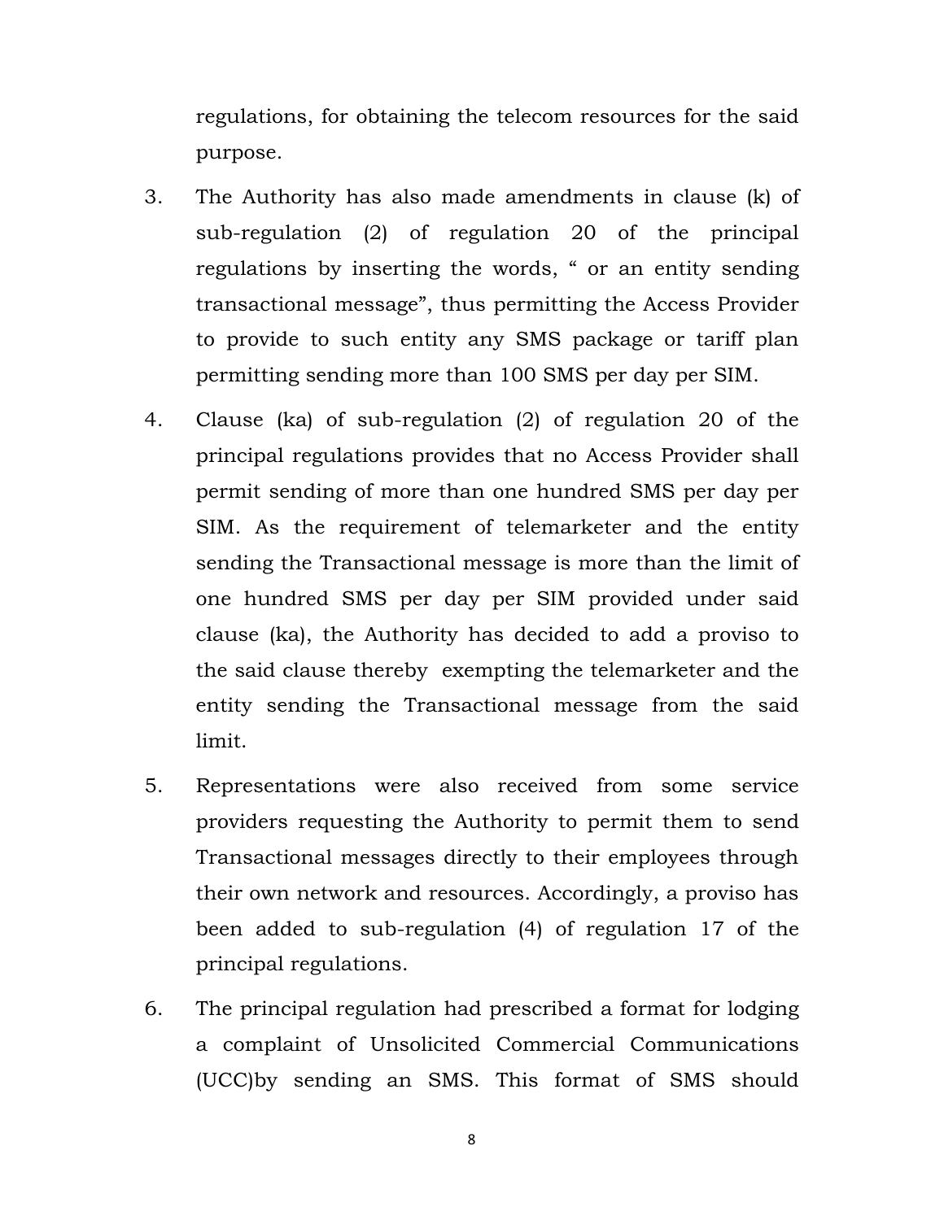regulations, for obtaining the telecom resources for the said purpose.

3. The Authority has also made amendments in clause (k) of sub-regulation (2) of regulation 20 of the principal regulations by inserting the words, " or an entity sending transactional message", thus permitting the Access Provider to provide to such entity any SMS package or tariff plan permitting sending more than 100 SMS per day per SIM.

4. Clause (ka) of sub-regulation (2) of regulation 20 of the principal regulations provides that no Access Provider shall permit sending of more than one hundred SMS per day per SIM. As the requirement of telemarketer and the entity sending the Transactional message is more than the limit of one hundred SMS per day per SIM provided under said clause (ka), the Authority has decided to add a proviso to the said clause thereby exempting the telemarketer and the entity sending the Transactional message from the said limit.

5. Representations were also received from some service providers requesting the Authority to permit them to send Transactional messages directly to their employees through their own network and resources. Accordingly, a proviso has been added to sub-regulation (4) of regulation 17 of the principal regulations.

6. The principal regulation had prescribed a format for lodging a complaint of Unsolicited Commercial Communications (UCC)by sending an SMS. This format of SMS should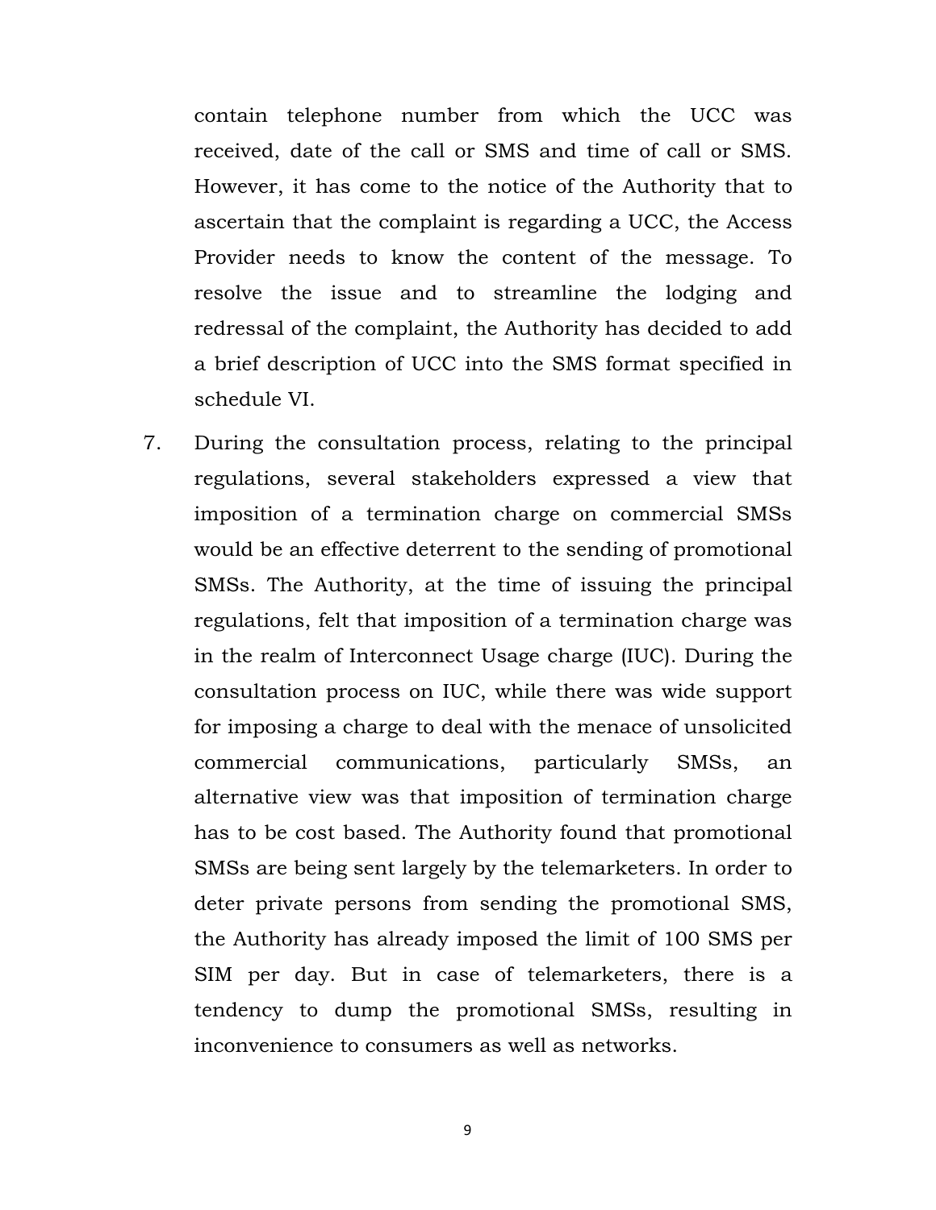contain telephone number from which the UCC was received, date of the call or SMS and time of call or SMS. However, it has come to the notice of the Authority that to ascertain that the complaint is regarding a UCC, the Access Provider needs to know the content of the message. To resolve the issue and to streamline the lodging and redressal of the complaint, the Authority has decided to add a brief description of UCC into the SMS format specified in schedule VI.

7. During the consultation process, relating to the principal regulations, several stakeholders expressed a view that imposition of a termination charge on commercial SMSs would be an effective deterrent to the sending of promotional SMSs. The Authority, at the time of issuing the principal regulations, felt that imposition of a termination charge was in the realm of Interconnect Usage charge (IUC). During the consultation process on IUC, while there was wide support for imposing a charge to deal with the menace of unsolicited commercial communications, particularly SMSs, an alternative view was that imposition of termination charge has to be cost based. The Authority found that promotional SMSs are being sent largely by the telemarketers. In order to deter private persons from sending the promotional SMS, the Authority has already imposed the limit of 100 SMS per SIM per day. But in case of telemarketers, there is a tendency to dump the promotional SMSs, resulting in inconvenience to consumers as well as networks.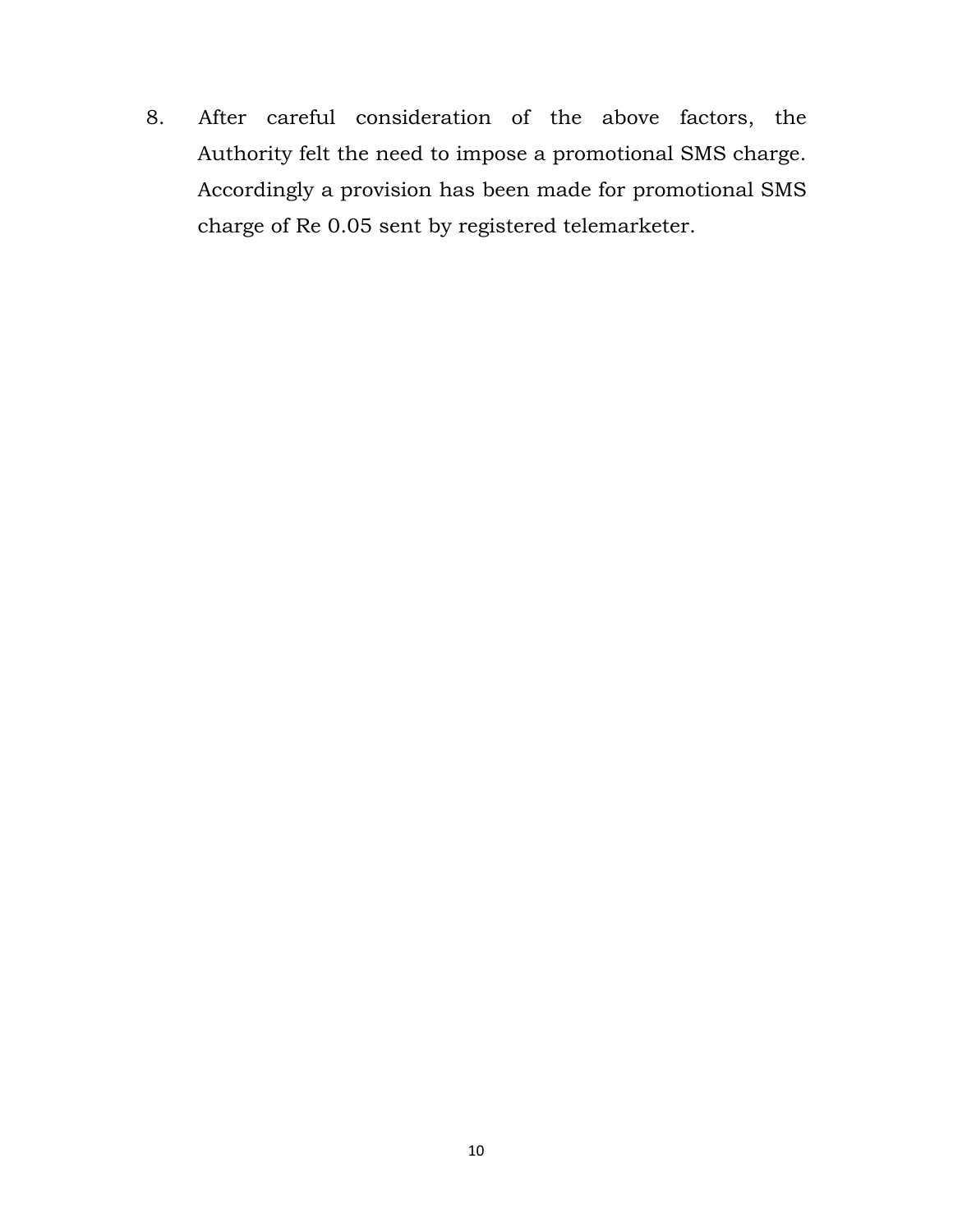8. After careful consideration of the above factors, the Authority felt the need to impose a promotional SMS charge. Accordingly a provision has been made for promotional SMS charge of Re 0.05 sent by registered telemarketer.